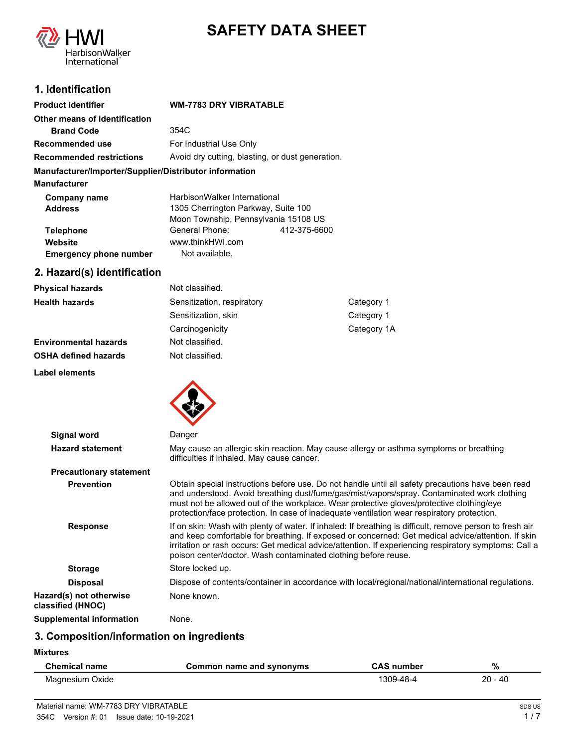# SAFETY DATA SHEET

## 1. Identification

| | |
|---|---|
| **Product identifier** | **WM-7783 DRY VIBRATABLE** |
| **Other means of identification** | |
| **Brand Code** | 354C |
| **Recommended use** | For Industrial Use Only |
| **Recommended restrictions** | Avoid dry cutting, blasting, or dust generation. |

**Manufacturer/Importer/Supplier/Distributor information**

**Manufacturer**

| | |
|---|---|
| **Company name** | HarbisonWalker International |
| **Address** | 1305 Cherrington Parkway, Suite 100<br>Moon Township, Pennsylvania 15108 US |
| **Telephone** | General Phone: 412-375-6600 |
| **Website** | www.thinkHWI.com |
| **Emergency phone number** | Not available. |

## 2. Hazard(s) identification

| | | |
|---|---|---|
| **Physical hazards** | Not classified. | |
| **Health hazards** | Sensitization, respiratory | Category 1 |
| | Sensitization, skin | Category 1 |
| | Carcinogenicity | Category 1A |
| **Environmental hazards** | Not classified. | |
| **OSHA defined hazards** | Not classified. | |

**Label elements**

**Signal word** Danger

**Hazard statement** May cause an allergic skin reaction. May cause allergy or asthma symptoms or breathing difficulties if inhaled. May cause cancer.

**Precautionary statement**

**Prevention** Obtain special instructions before use. Do not handle until all safety precautions have been read and understood. Avoid breathing dust/fume/gas/mist/vapors/spray. Contaminated work clothing must not be allowed out of the workplace. Wear protective gloves/protective clothing/eye protection/face protection. In case of inadequate ventilation wear respiratory protection.

**Response** If on skin: Wash with plenty of water. If inhaled: If breathing is difficult, remove person to fresh air and keep comfortable for breathing. If exposed or concerned: Get medical advice/attention. If skin irritation or rash occurs: Get medical advice/attention. If experiencing respiratory symptoms: Call a poison center/doctor. Wash contaminated clothing before reuse.

**Storage** Store locked up.

**Disposal** Dispose of contents/container in accordance with local/regional/national/international regulations.

**Hazard(s) not otherwise classified (HNOC)** None known.

**Supplemental information** None.

## 3. Composition/information on ingredients

**Mixtures**

| Chemical name | Common name and synonyms | CAS number | % |
|---|---|---|---|
| Magnesium Oxide | | 1309-48-4 | 20 - 40 |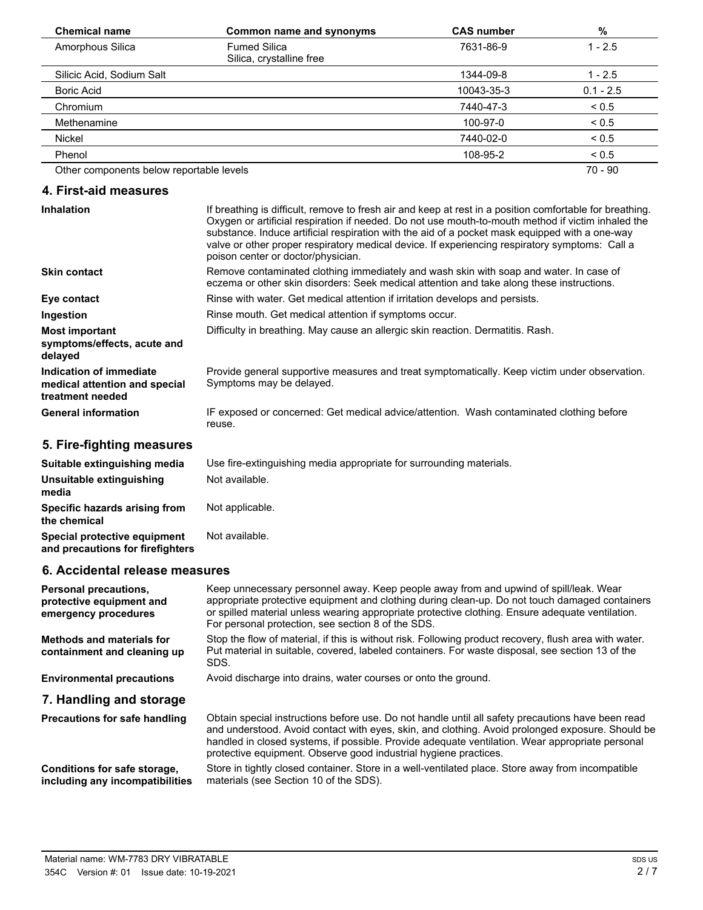| Chemical name | Common name and synonyms | CAS number | % |
|---|---|---|---|
| Amorphous Silica | Fumed Silica<br>Silica, crystalline free | 7631-86-9 | 1 - 2.5 |
| Silicic Acid, Sodium Salt | | 1344-09-8 | 1 - 2.5 |
| Boric Acid | | 10043-35-3 | 0.1 - 2.5 |
| Chromium | | 7440-47-3 | < 0.5 |
| Methenamine | | 100-97-0 | < 0.5 |
| Nickel | | 7440-02-0 | < 0.5 |
| Phenol | | 108-95-2 | < 0.5 |
| Other components below reportable levels | | | 70 - 90 |

## 4. First-aid measures

**Inhalation**
If breathing is difficult, remove to fresh air and keep at rest in a position comfortable for breathing. Oxygen or artificial respiration if needed. Do not use mouth-to-mouth method if victim inhaled the substance. Induce artificial respiration with the aid of a pocket mask equipped with a one-way valve or other proper respiratory medical device. If experiencing respiratory symptoms: Call a poison center or doctor/physician.

**Skin contact**
Remove contaminated clothing immediately and wash skin with soap and water. In case of eczema or other skin disorders: Seek medical attention and take along these instructions.

**Eye contact**
Rinse with water. Get medical attention if irritation develops and persists.

**Ingestion**
Rinse mouth. Get medical attention if symptoms occur.

**Most important symptoms/effects, acute and delayed**
Difficulty in breathing. May cause an allergic skin reaction. Dermatitis. Rash.

**Indication of immediate medical attention and special treatment needed**
Provide general supportive measures and treat symptomatically. Keep victim under observation. Symptoms may be delayed.

**General information**
IF exposed or concerned: Get medical advice/attention. Wash contaminated clothing before reuse.

## 5. Fire-fighting measures

**Suitable extinguishing media**
Use fire-extinguishing media appropriate for surrounding materials.

**Unsuitable extinguishing media**
Not available.

**Specific hazards arising from the chemical**
Not applicable.

**Special protective equipment and precautions for firefighters**
Not available.

## 6. Accidental release measures

**Personal precautions, protective equipment and emergency procedures**
Keep unnecessary personnel away. Keep people away from and upwind of spill/leak. Wear appropriate protective equipment and clothing during clean-up. Do not touch damaged containers or spilled material unless wearing appropriate protective clothing. Ensure adequate ventilation. For personal protection, see section 8 of the SDS.

**Methods and materials for containment and cleaning up**
Stop the flow of material, if this is without risk. Following product recovery, flush area with water. Put material in suitable, covered, labeled containers. For waste disposal, see section 13 of the SDS.

**Environmental precautions**
Avoid discharge into drains, water courses or onto the ground.

## 7. Handling and storage

**Precautions for safe handling**
Obtain special instructions before use. Do not handle until all safety precautions have been read and understood. Avoid contact with eyes, skin, and clothing. Avoid prolonged exposure. Should be handled in closed systems, if possible. Provide adequate ventilation. Wear appropriate personal protective equipment. Observe good industrial hygiene practices.

**Conditions for safe storage, including any incompatibilities**
Store in tightly closed container. Store in a well-ventilated place. Store away from incompatible materials (see Section 10 of the SDS).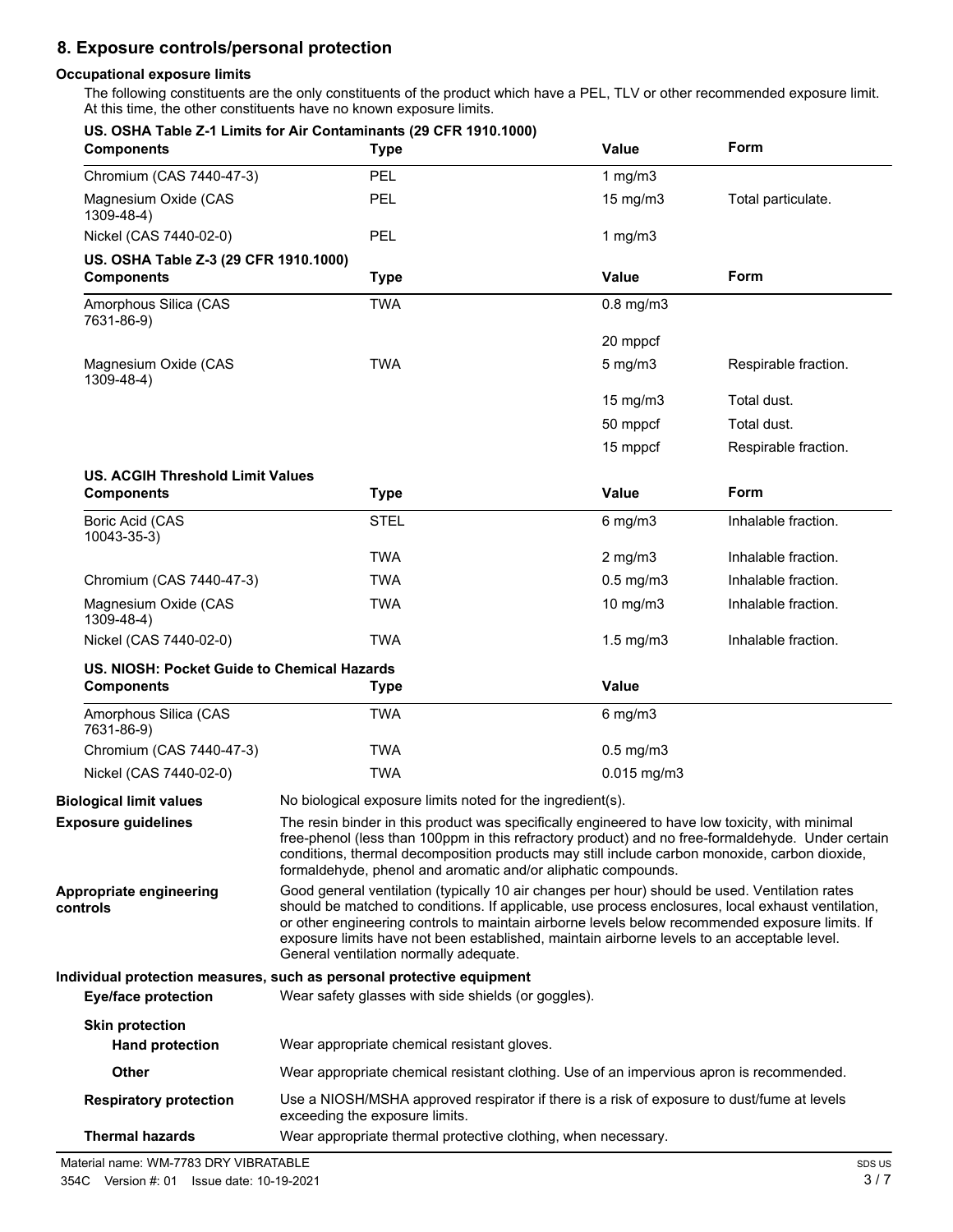## 8. Exposure controls/personal protection

### Occupational exposure limits

The following constituents are the only constituents of the product which have a PEL, TLV or other recommended exposure limit. At this time, the other constituents have no known exposure limits.

**US. OSHA Table Z-1 Limits for Air Contaminants (29 CFR 1910.1000)**

| Components | Type | Value | Form |
|---|---|---|---|
| Chromium (CAS 7440-47-3) | PEL | 1 mg/m3 | |
| Magnesium Oxide (CAS 1309-48-4) | PEL | 15 mg/m3 | Total particulate. |
| Nickel (CAS 7440-02-0) | PEL | 1 mg/m3 | |

**US. OSHA Table Z-3 (29 CFR 1910.1000)**

| Components | Type | Value | Form |
|---|---|---|---|
| Amorphous Silica (CAS 7631-86-9) | TWA | 0.8 mg/m3 | |
| | | 20 mppcf | |
| Magnesium Oxide (CAS 1309-48-4) | TWA | 5 mg/m3 | Respirable fraction. |
| | | 15 mg/m3 | Total dust. |
| | | 50 mppcf | Total dust. |
| | | 15 mppcf | Respirable fraction. |

**US. ACGIH Threshold Limit Values**

| Components | Type | Value | Form |
|---|---|---|---|
| Boric Acid (CAS 10043-35-3) | STEL | 6 mg/m3 | Inhalable fraction. |
| | TWA | 2 mg/m3 | Inhalable fraction. |
| Chromium (CAS 7440-47-3) | TWA | 0.5 mg/m3 | Inhalable fraction. |
| Magnesium Oxide (CAS 1309-48-4) | TWA | 10 mg/m3 | Inhalable fraction. |
| Nickel (CAS 7440-02-0) | TWA | 1.5 mg/m3 | Inhalable fraction. |

**US. NIOSH: Pocket Guide to Chemical Hazards**

| Components | Type | Value |
|---|---|---|
| Amorphous Silica (CAS 7631-86-9) | TWA | 6 mg/m3 |
| Chromium (CAS 7440-47-3) | TWA | 0.5 mg/m3 |
| Nickel (CAS 7440-02-0) | TWA | 0.015 mg/m3 |

**Biological limit values**
No biological exposure limits noted for the ingredient(s).

**Exposure guidelines**
The resin binder in this product was specifically engineered to have low toxicity, with minimal free-phenol (less than 100ppm in this refractory product) and no free-formaldehyde. Under certain conditions, thermal decomposition products may still include carbon monoxide, carbon dioxide, formaldehyde, phenol and aromatic and/or aliphatic compounds.

**Appropriate engineering controls**
Good general ventilation (typically 10 air changes per hour) should be used. Ventilation rates should be matched to conditions. If applicable, use process enclosures, local exhaust ventilation, or other engineering controls to maintain airborne levels below recommended exposure limits. If exposure limits have not been established, maintain airborne levels to an acceptable level. General ventilation normally adequate.

### Individual protection measures, such as personal protective equipment

**Eye/face protection**
Wear safety glasses with side shields (or goggles).

**Skin protection**

**Hand protection**
Wear appropriate chemical resistant gloves.

**Other**
Wear appropriate chemical resistant clothing. Use of an impervious apron is recommended.

**Respiratory protection**
Use a NIOSH/MSHA approved respirator if there is a risk of exposure to dust/fume at levels exceeding the exposure limits.

**Thermal hazards**
Wear appropriate thermal protective clothing, when necessary.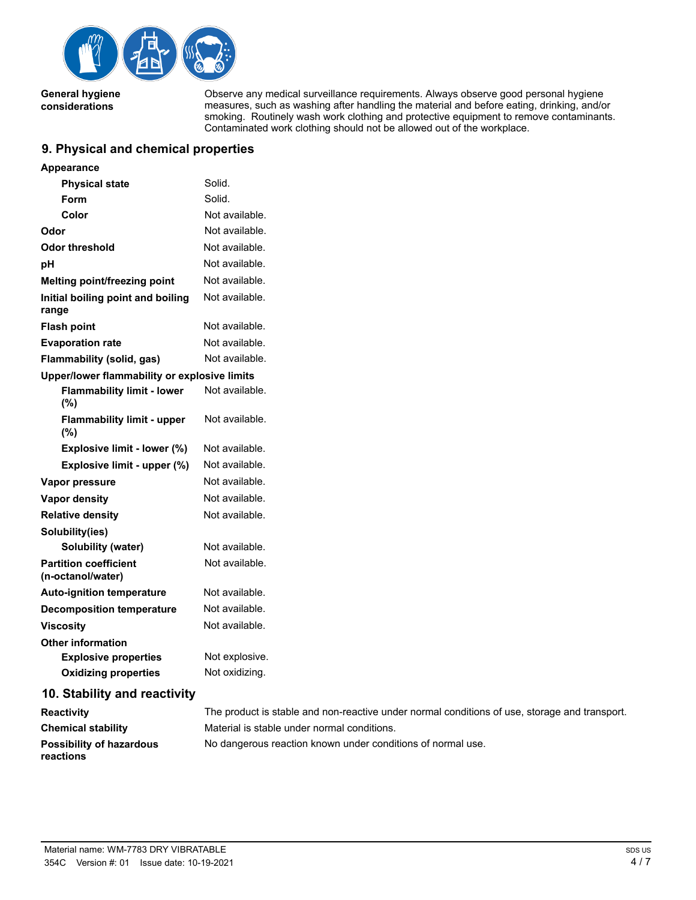**General hygiene considerations**

Observe any medical surveillance requirements. Always observe good personal hygiene measures, such as washing after handling the material and before eating, drinking, and/or smoking. Routinely wash work clothing and protective equipment to remove contaminants. Contaminated work clothing should not be allowed out of the workplace.

## 9. Physical and chemical properties

| Property | Value |
|---|---|
| **Appearance** | |
| **Physical state** | Solid. |
| **Form** | Solid. |
| **Color** | Not available. |
| **Odor** | Not available. |
| **Odor threshold** | Not available. |
| **pH** | Not available. |
| **Melting point/freezing point** | Not available. |
| **Initial boiling point and boiling range** | Not available. |
| **Flash point** | Not available. |
| **Evaporation rate** | Not available. |
| **Flammability (solid, gas)** | Not available. |
| **Upper/lower flammability or explosive limits** | |
| **Flammability limit - lower (%)** | Not available. |
| **Flammability limit - upper (%)** | Not available. |
| **Explosive limit - lower (%)** | Not available. |
| **Explosive limit - upper (%)** | Not available. |
| **Vapor pressure** | Not available. |
| **Vapor density** | Not available. |
| **Relative density** | Not available. |
| **Solubility(ies)** | |
| **Solubility (water)** | Not available. |
| **Partition coefficient (n-octanol/water)** | Not available. |
| **Auto-ignition temperature** | Not available. |
| **Decomposition temperature** | Not available. |
| **Viscosity** | Not available. |
| **Other information** | |
| **Explosive properties** | Not explosive. |
| **Oxidizing properties** | Not oxidizing. |

## 10. Stability and reactivity

| | |
|---|---|
| **Reactivity** | The product is stable and non-reactive under normal conditions of use, storage and transport. |
| **Chemical stability** | Material is stable under normal conditions. |
| **Possibility of hazardous reactions** | No dangerous reaction known under conditions of normal use. |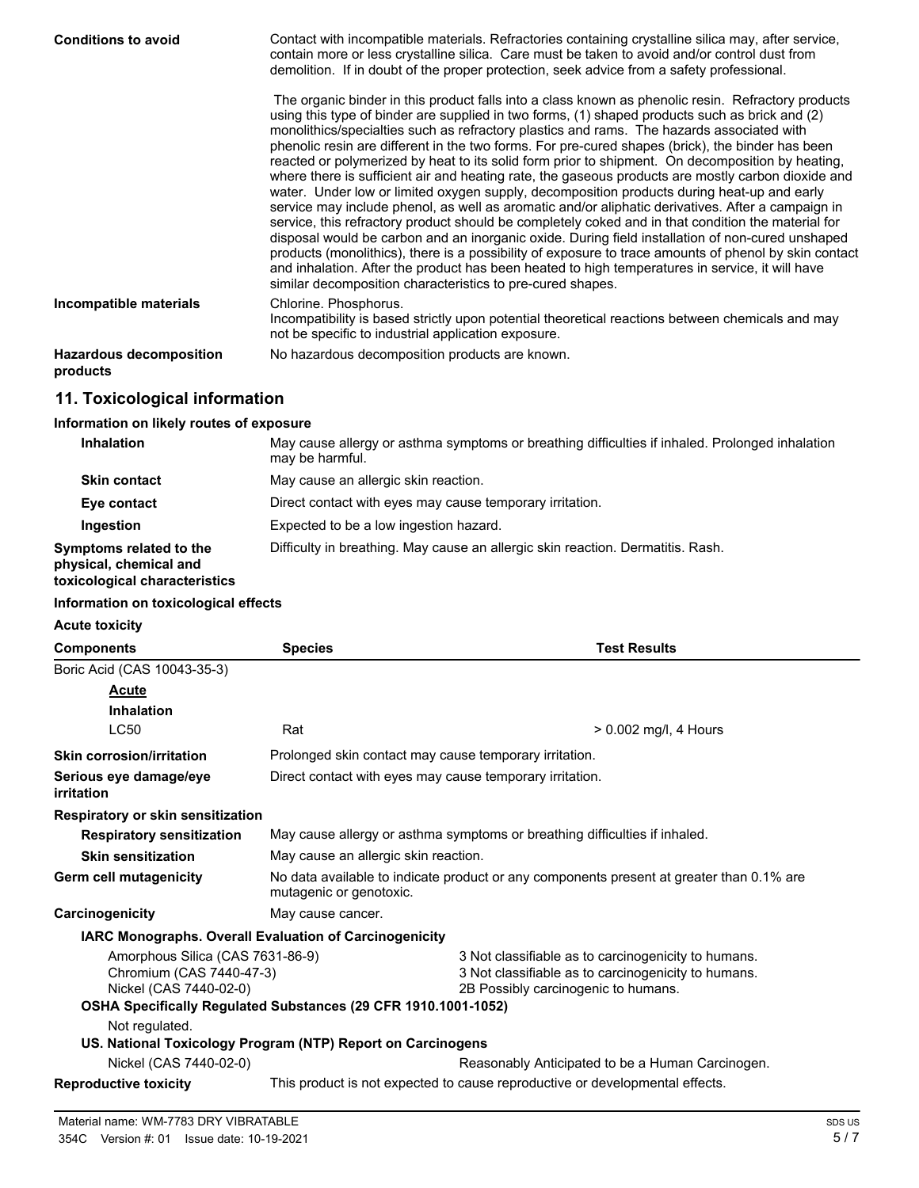| | |
|---|---|
| **Conditions to avoid** | Contact with incompatible materials. Refractories containing crystalline silica may, after service, contain more or less crystalline silica. Care must be taken to avoid and/or control dust from demolition. If in doubt of the proper protection, seek advice from a safety professional.<br><br>The organic binder in this product falls into a class known as phenolic resin. Refractory products using this type of binder are supplied in two forms, (1) shaped products such as brick and (2) monolithics/specialties such as refractory plastics and rams. The hazards associated with phenolic resin are different in the two forms. For pre-cured shapes (brick), the binder has been reacted or polymerized by heat to its solid form prior to shipment. On decomposition by heating, where there is sufficient air and heating rate, the gaseous products are mostly carbon dioxide and water. Under low or limited oxygen supply, decomposition products during heat-up and early service may include phenol, as well as aromatic and/or aliphatic derivatives. After a campaign in service, this refractory product should be completely coked and in that condition the material for disposal would be carbon and an inorganic oxide. During field installation of non-cured unshaped products (monolithics), there is a possibility of exposure to trace amounts of phenol by skin contact and inhalation. After the product has been heated to high temperatures in service, it will have similar decomposition characteristics to pre-cured shapes. |
| **Incompatible materials** | Chlorine. Phosphorus.<br>Incompatibility is based strictly upon potential theoretical reactions between chemicals and may not be specific to industrial application exposure. |
| **Hazardous decomposition products** | No hazardous decomposition products are known. |

## 11. Toxicological information

**Information on likely routes of exposure**

| | |
|---|---|
| **Inhalation** | May cause allergy or asthma symptoms or breathing difficulties if inhaled. Prolonged inhalation may be harmful. |
| **Skin contact** | May cause an allergic skin reaction. |
| **Eye contact** | Direct contact with eyes may cause temporary irritation. |
| **Ingestion** | Expected to be a low ingestion hazard. |
| **Symptoms related to the physical, chemical and toxicological characteristics** | Difficulty in breathing. May cause an allergic skin reaction. Dermatitis. Rash. |

**Information on toxicological effects**

**Acute toxicity**

| Components | Species | Test Results |
|---|---|---|
| Boric Acid (CAS 10043-35-3) | | |
| **Acute** | | |
| **Inhalation** | | |
| LC50 | Rat | > 0.002 mg/l, 4 Hours |

| | |
|---|---|
| **Skin corrosion/irritation** | Prolonged skin contact may cause temporary irritation. |
| **Serious eye damage/eye irritation** | Direct contact with eyes may cause temporary irritation. |
| **Respiratory or skin sensitization** | |
| **Respiratory sensitization** | May cause allergy or asthma symptoms or breathing difficulties if inhaled. |
| **Skin sensitization** | May cause an allergic skin reaction. |
| **Germ cell mutagenicity** | No data available to indicate product or any components present at greater than 0.1% are mutagenic or genotoxic. |
| **Carcinogenicity** | May cause cancer. |

**IARC Monographs. Overall Evaluation of Carcinogenicity**

| | |
|---|---|
| Amorphous Silica (CAS 7631-86-9) | 3 Not classifiable as to carcinogenicity to humans. |
| Chromium (CAS 7440-47-3) | 3 Not classifiable as to carcinogenicity to humans. |
| Nickel (CAS 7440-02-0) | 2B Possibly carcinogenic to humans. |

**OSHA Specifically Regulated Substances (29 CFR 1910.1001-1052)**

Not regulated.

**US. National Toxicology Program (NTP) Report on Carcinogens**

| | |
|---|---|
| Nickel (CAS 7440-02-0) | Reasonably Anticipated to be a Human Carcinogen. |

| | |
|---|---|
| **Reproductive toxicity** | This product is not expected to cause reproductive or developmental effects. |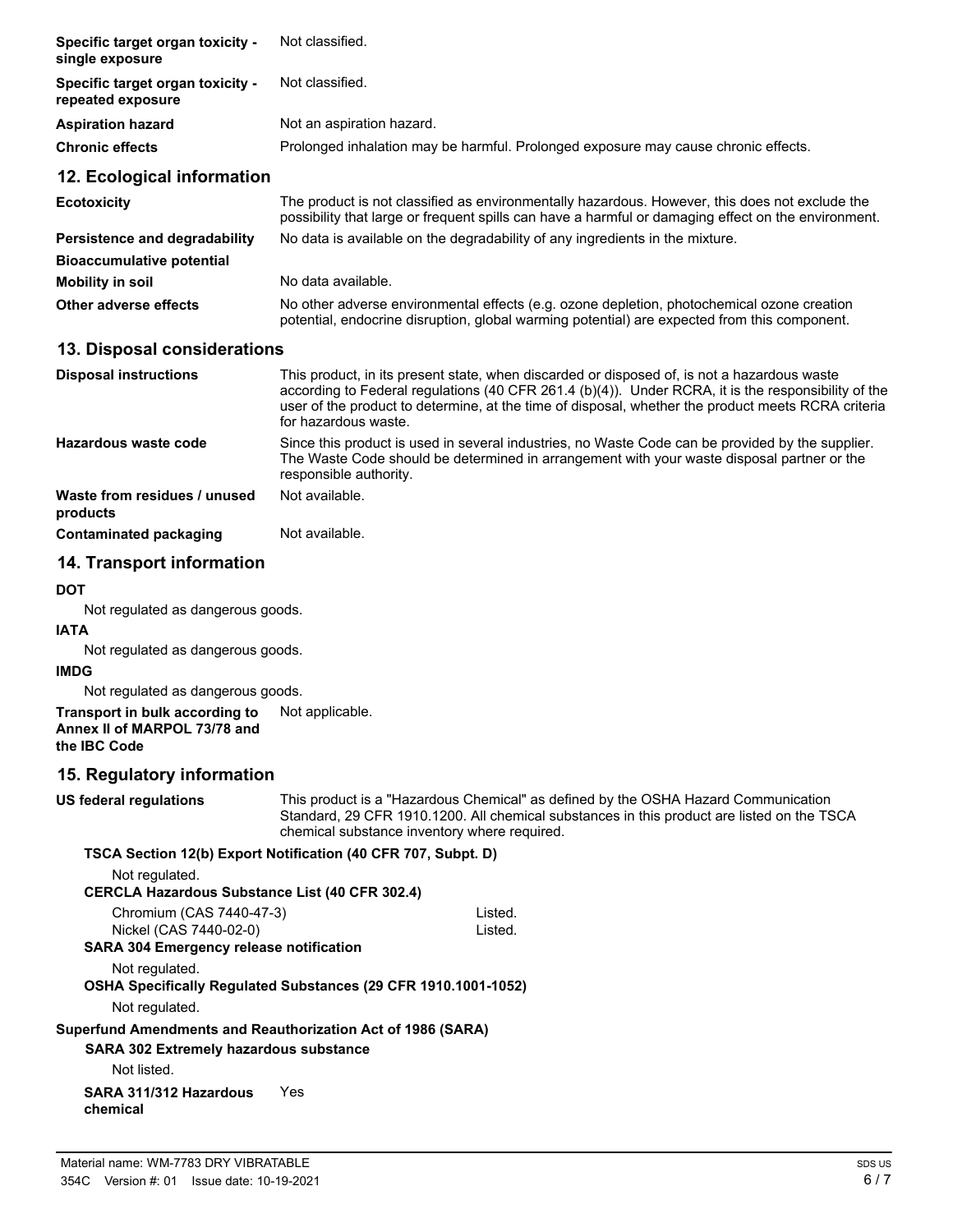| | |
|---|---|
| **Specific target organ toxicity - single exposure** | Not classified. |
| **Specific target organ toxicity - repeated exposure** | Not classified. |
| **Aspiration hazard** | Not an aspiration hazard. |
| **Chronic effects** | Prolonged inhalation may be harmful. Prolonged exposure may cause chronic effects. |

## 12. Ecological information

| | |
|---|---|
| **Ecotoxicity** | The product is not classified as environmentally hazardous. However, this does not exclude the possibility that large or frequent spills can have a harmful or damaging effect on the environment. |
| **Persistence and degradability** | No data is available on the degradability of any ingredients in the mixture. |
| **Bioaccumulative potential** | |
| **Mobility in soil** | No data available. |
| **Other adverse effects** | No other adverse environmental effects (e.g. ozone depletion, photochemical ozone creation potential, endocrine disruption, global warming potential) are expected from this component. |

## 13. Disposal considerations

| | |
|---|---|
| **Disposal instructions** | This product, in its present state, when discarded or disposed of, is not a hazardous waste according to Federal regulations (40 CFR 261.4 (b)(4)). Under RCRA, it is the responsibility of the user of the product to determine, at the time of disposal, whether the product meets RCRA criteria for hazardous waste. |
| **Hazardous waste code** | Since this product is used in several industries, no Waste Code can be provided by the supplier. The Waste Code should be determined in arrangement with your waste disposal partner or the responsible authority. |
| **Waste from residues / unused products** | Not available. |
| **Contaminated packaging** | Not available. |

## 14. Transport information

**DOT**

Not regulated as dangerous goods.

**IATA**

Not regulated as dangerous goods.

**IMDG**

Not regulated as dangerous goods.

**Transport in bulk according to Annex II of MARPOL 73/78 and the IBC Code** Not applicable.

## 15. Regulatory information

**US federal regulations** This product is a "Hazardous Chemical" as defined by the OSHA Hazard Communication Standard, 29 CFR 1910.1200. All chemical substances in this product are listed on the TSCA chemical substance inventory where required.

**TSCA Section 12(b) Export Notification (40 CFR 707, Subpt. D)**

Not regulated.

**CERCLA Hazardous Substance List (40 CFR 302.4)**

| | |
|---|---|
| Chromium (CAS 7440-47-3) | Listed. |
| Nickel (CAS 7440-02-0) | Listed. |

**SARA 304 Emergency release notification**

Not regulated.

**OSHA Specifically Regulated Substances (29 CFR 1910.1001-1052)**

Not regulated.

**Superfund Amendments and Reauthorization Act of 1986 (SARA)**

**SARA 302 Extremely hazardous substance**

Not listed.

**SARA 311/312 Hazardous chemical** Yes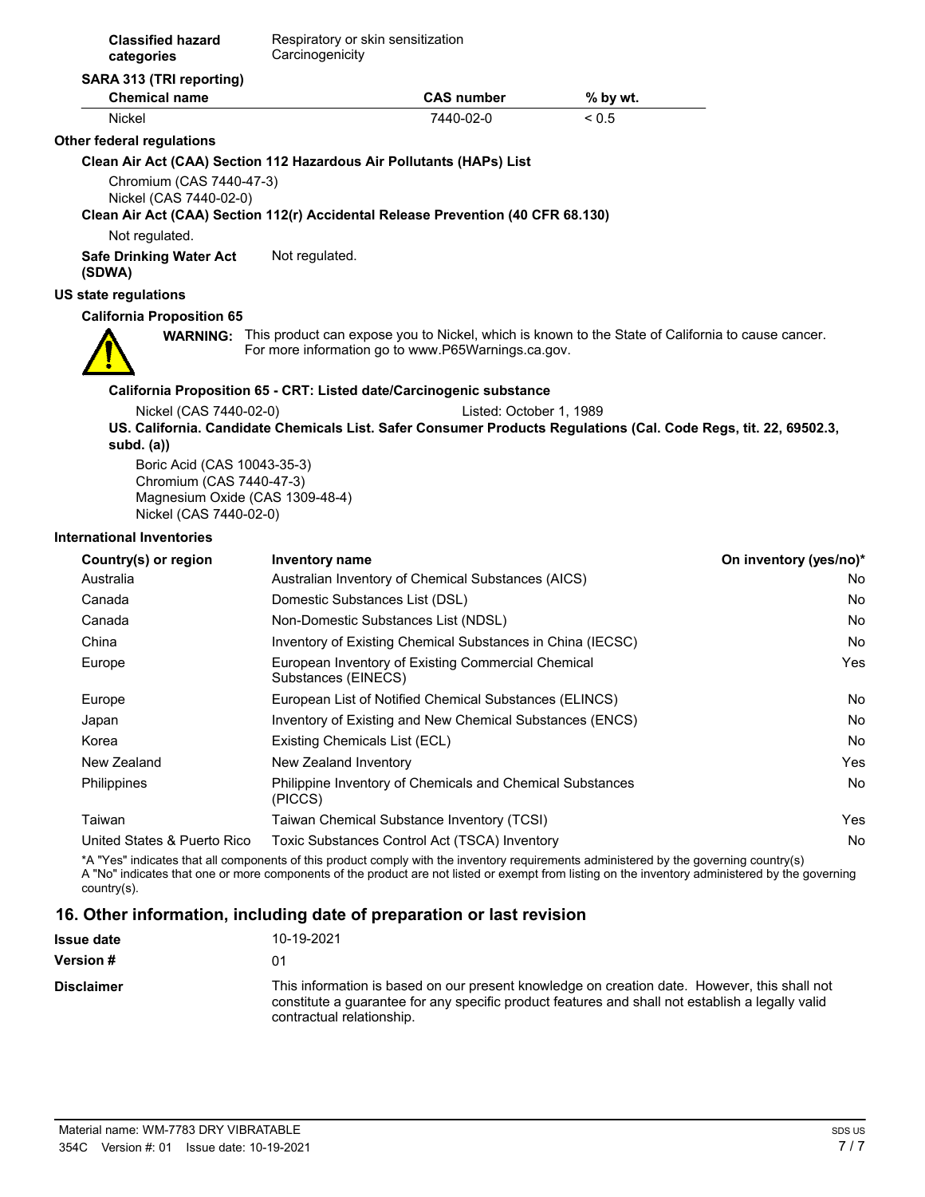**Classified hazard categories** Respiratory or skin sensitization
Carcinogenicity

**SARA 313 (TRI reporting)**

| Chemical name | CAS number | % by wt. |
| --- | --- | --- |
| Nickel | 7440-02-0 | < 0.5 |

**Other federal regulations**

**Clean Air Act (CAA) Section 112 Hazardous Air Pollutants (HAPs) List**

Chromium (CAS 7440-47-3)
Nickel (CAS 7440-02-0)

**Clean Air Act (CAA) Section 112(r) Accidental Release Prevention (40 CFR 68.130)**

Not regulated.

**Safe Drinking Water Act (SDWA)** Not regulated.

**US state regulations**

**California Proposition 65**

**WARNING:** This product can expose you to Nickel, which is known to the State of California to cause cancer. For more information go to www.P65Warnings.ca.gov.

**California Proposition 65 - CRT: Listed date/Carcinogenic substance**

Nickel (CAS 7440-02-0) Listed: October 1, 1989

**US. California. Candidate Chemicals List. Safer Consumer Products Regulations (Cal. Code Regs, tit. 22, 69502.3, subd. (a))**

Boric Acid (CAS 10043-35-3)
Chromium (CAS 7440-47-3)
Magnesium Oxide (CAS 1309-48-4)
Nickel (CAS 7440-02-0)

**International Inventories**

| Country(s) or region | Inventory name | On inventory (yes/no)* |
| --- | --- | --- |
| Australia | Australian Inventory of Chemical Substances (AICS) | No |
| Canada | Domestic Substances List (DSL) | No |
| Canada | Non-Domestic Substances List (NDSL) | No |
| China | Inventory of Existing Chemical Substances in China (IECSC) | No |
| Europe | European Inventory of Existing Commercial Chemical Substances (EINECS) | Yes |
| Europe | European List of Notified Chemical Substances (ELINCS) | No |
| Japan | Inventory of Existing and New Chemical Substances (ENCS) | No |
| Korea | Existing Chemicals List (ECL) | No |
| New Zealand | New Zealand Inventory | Yes |
| Philippines | Philippine Inventory of Chemicals and Chemical Substances (PICCS) | No |
| Taiwan | Taiwan Chemical Substance Inventory (TCSI) | Yes |
| United States & Puerto Rico | Toxic Substances Control Act (TSCA) Inventory | No |

*A "Yes" indicates that all components of this product comply with the inventory requirements administered by the governing country(s)
A "No" indicates that one or more components of the product are not listed or exempt from listing on the inventory administered by the governing country(s).

## 16. Other information, including date of preparation or last revision

**Issue date** 10-19-2021

**Version #** 01

**Disclaimer** This information is based on our present knowledge on creation date. However, this shall not constitute a guarantee for any specific product features and shall not establish a legally valid contractual relationship.